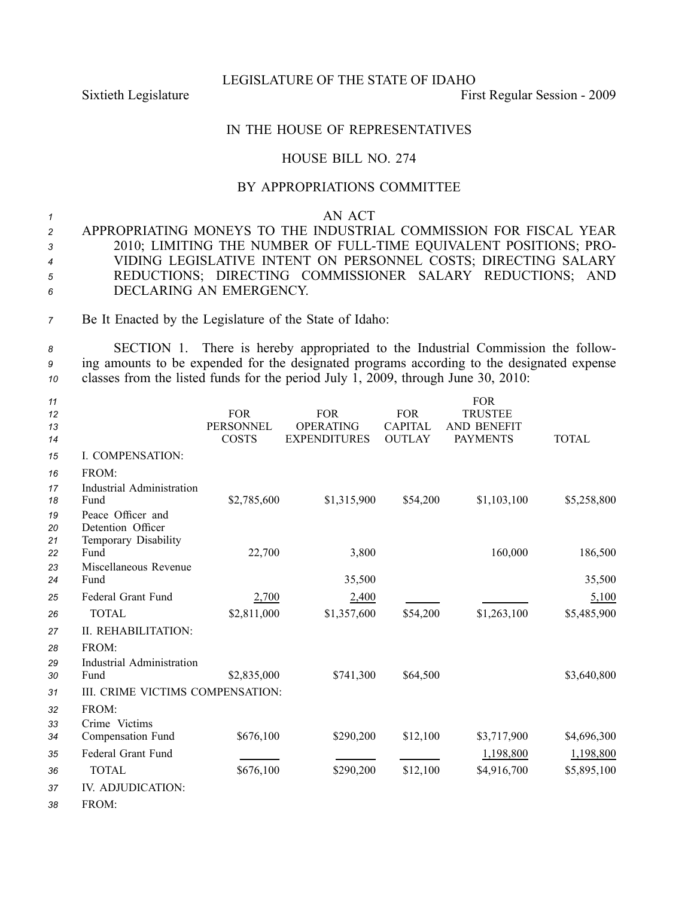LEGISLATURE OF THE STATE OF IDAHO

Sixtieth Legislature First Regular Session - 2009

# IN THE HOUSE OF REPRESENTATIVES

## HOUSE BILL NO. 274

### BY APPROPRIATIONS COMMITTEE

AN ACT

APPROPRIATING MONEYS TO THE INDUSTRIAL COMMISSION FOR FISCAL YEAR 2010; LIMITING THE NUMBER OF FULL-TIME EQUIVALENT POSITIONS; PROVIDING LEGISLATIVE INTENT ON PERSONNEL COSTS; DIRECTING SALARY REDUCTIONS; DIRECTING COMMISSIONER SALARY REDUCTIONS; AND DECLARING AN EMERGENCY.

Be It Enacted by the Legislature of the State of Idaho:

SECTION 1. There is hereby appropriated to the Industrial Commission the following amounts to be expended for the designated programs according to the designated expense classes from the listed funds for the period July 1, 2009, through June 30, 2010:

| | FOR PERSONNEL COSTS | FOR OPERATING EXPENDITURES | FOR CAPITAL OUTLAY | FOR TRUSTEE AND BENEFIT PAYMENTS | TOTAL |
|---|---|---|---|---|---|
| I. COMPENSATION: | | | | | |
| FROM: | | | | | |
| Industrial Administration Fund | $2,785,600 | $1,315,900 | $54,200 | $1,103,100 | $5,258,800 |
| Peace Officer and Detention Officer Temporary Disability Fund | 22,700 | 3,800 | | 160,000 | 186,500 |
| Miscellaneous Revenue Fund | | 35,500 | | | 35,500 |
| Federal Grant Fund | 2,700 | 2,400 | | | 5,100 |
| TOTAL | $2,811,000 | $1,357,600 | $54,200 | $1,263,100 | $5,485,900 |
| II. REHABILITATION: | | | | | |
| FROM: | | | | | |
| Industrial Administration Fund | $2,835,000 | $741,300 | $64,500 | | $3,640,800 |
| III. CRIME VICTIMS COMPENSATION: | | | | | |
| FROM: | | | | | |
| Crime Victims Compensation Fund | $676,100 | $290,200 | $12,100 | $3,717,900 | $4,696,300 |
| Federal Grant Fund | | | | 1,198,800 | 1,198,800 |
| TOTAL | $676,100 | $290,200 | $12,100 | $4,916,700 | $5,895,100 |
| IV. ADJUDICATION: | | | | | |
| FROM: | | | | | |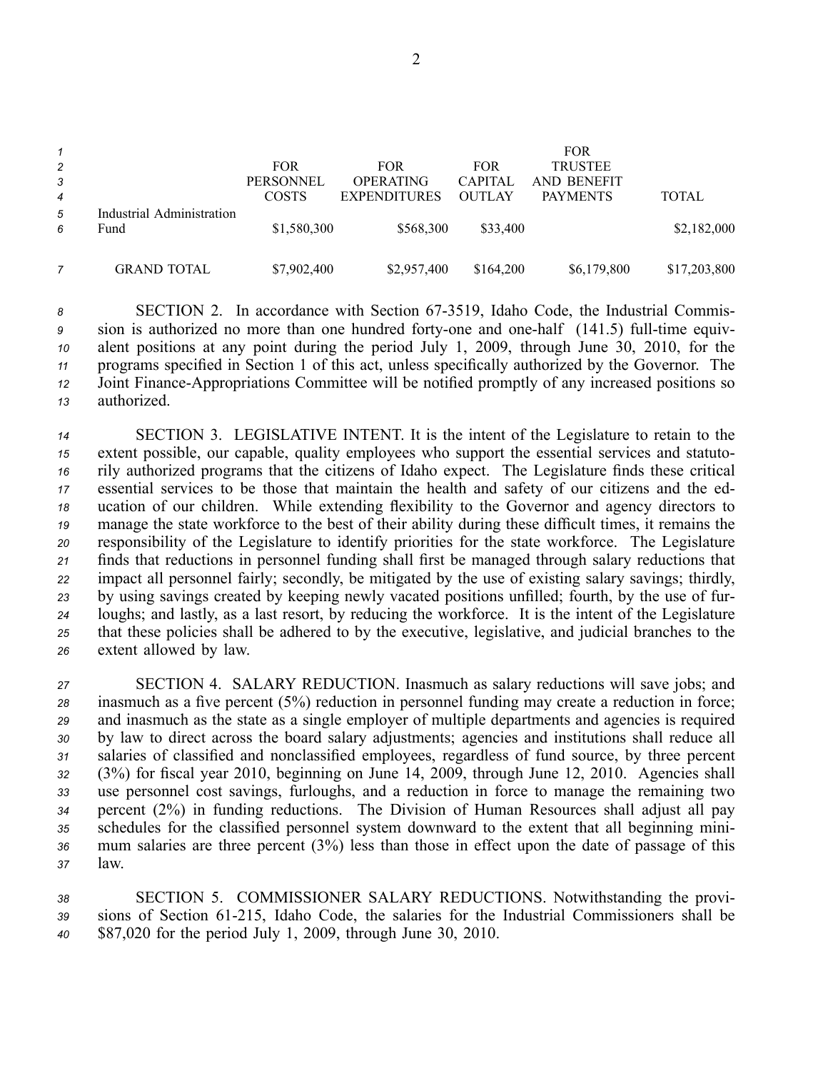| | FOR PERSONNEL COSTS | FOR OPERATING EXPENDITURES | FOR CAPITAL OUTLAY | FOR TRUSTEE AND BENEFIT PAYMENTS | TOTAL |
|---|---|---|---|---|---|
| Industrial Administration Fund | $1,580,300 | $568,300 | $33,400 | | $2,182,000 |
| GRAND TOTAL | $7,902,400 | $2,957,400 | $164,200 | $6,179,800 | $17,203,800 |

SECTION 2. In accordance with Section 67-3519, Idaho Code, the Industrial Commission is authorized no more than one hundred forty-one and one-half (141.5) full-time equivalent positions at any point during the period July 1, 2009, through June 30, 2010, for the programs specified in Section 1 of this act, unless specifically authorized by the Governor. The Joint Finance-Appropriations Committee will be notified promptly of any increased positions so authorized.

SECTION 3. LEGISLATIVE INTENT. It is the intent of the Legislature to retain to the extent possible, our capable, quality employees who support the essential services and statutorily authorized programs that the citizens of Idaho expect. The Legislature finds these critical essential services to be those that maintain the health and safety of our citizens and the education of our children. While extending flexibility to the Governor and agency directors to manage the state workforce to the best of their ability during these difficult times, it remains the responsibility of the Legislature to identify priorities for the state workforce. The Legislature finds that reductions in personnel funding shall first be managed through salary reductions that impact all personnel fairly; secondly, be mitigated by the use of existing salary savings; thirdly, by using savings created by keeping newly vacated positions unfilled; fourth, by the use of furloughs; and lastly, as a last resort, by reducing the workforce. It is the intent of the Legislature that these policies shall be adhered to by the executive, legislative, and judicial branches to the extent allowed by law.

SECTION 4. SALARY REDUCTION. Inasmuch as salary reductions will save jobs; and inasmuch as a five percent (5%) reduction in personnel funding may create a reduction in force; and inasmuch as the state as a single employer of multiple departments and agencies is required by law to direct across the board salary adjustments; agencies and institutions shall reduce all salaries of classified and nonclassified employees, regardless of fund source, by three percent (3%) for fiscal year 2010, beginning on June 14, 2009, through June 12, 2010. Agencies shall use personnel cost savings, furloughs, and a reduction in force to manage the remaining two percent (2%) in funding reductions. The Division of Human Resources shall adjust all pay schedules for the classified personnel system downward to the extent that all beginning minimum salaries are three percent (3%) less than those in effect upon the date of passage of this law.

SECTION 5. COMMISSIONER SALARY REDUCTIONS. Notwithstanding the provisions of Section 61-215, Idaho Code, the salaries for the Industrial Commissioners shall be $87,020 for the period July 1, 2009, through June 30, 2010.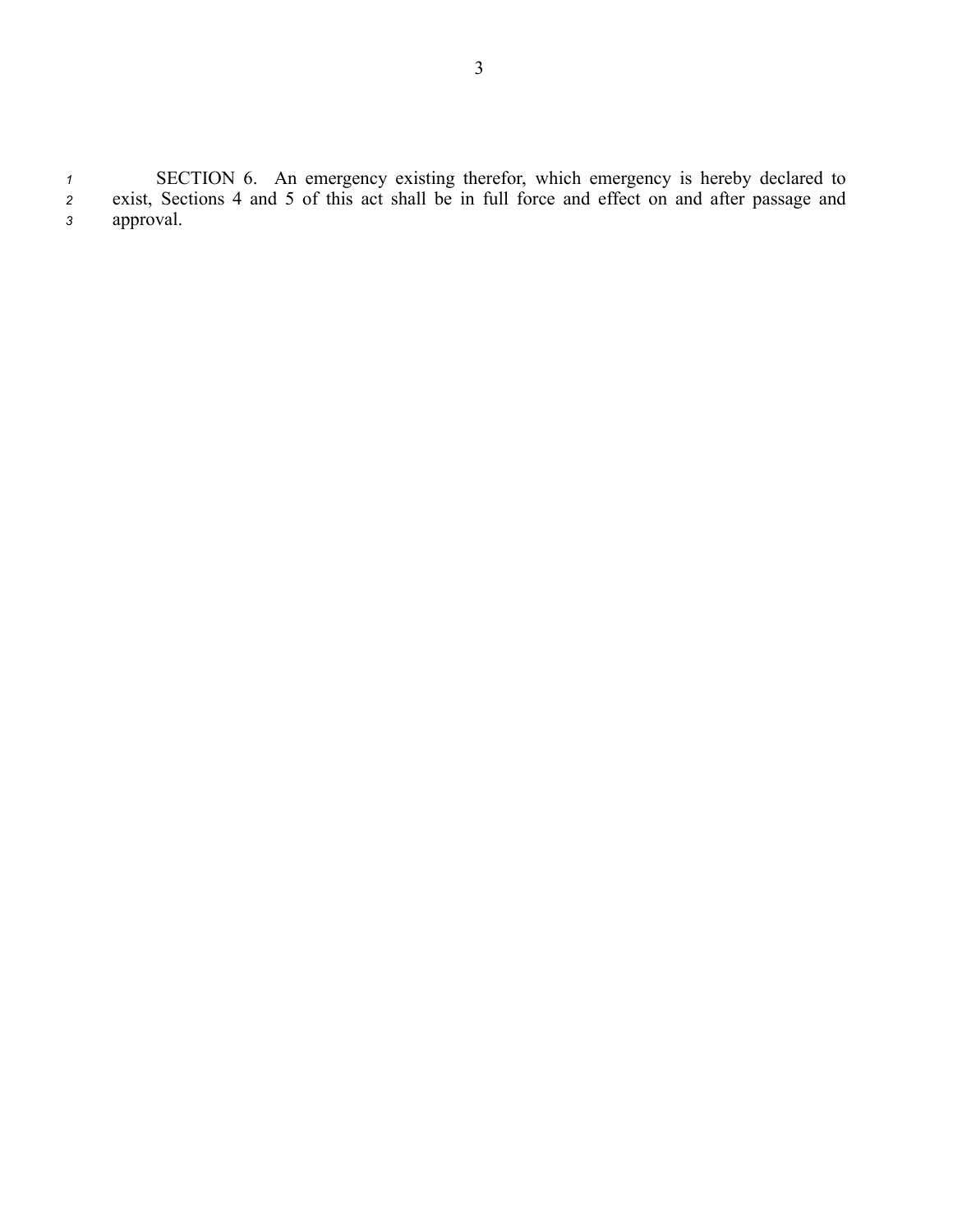SECTION 6. An emergency existing therefor, which emergency is hereby declared to exist, Sections 4 and 5 of this act shall be in full force and effect on and after passage and approval.